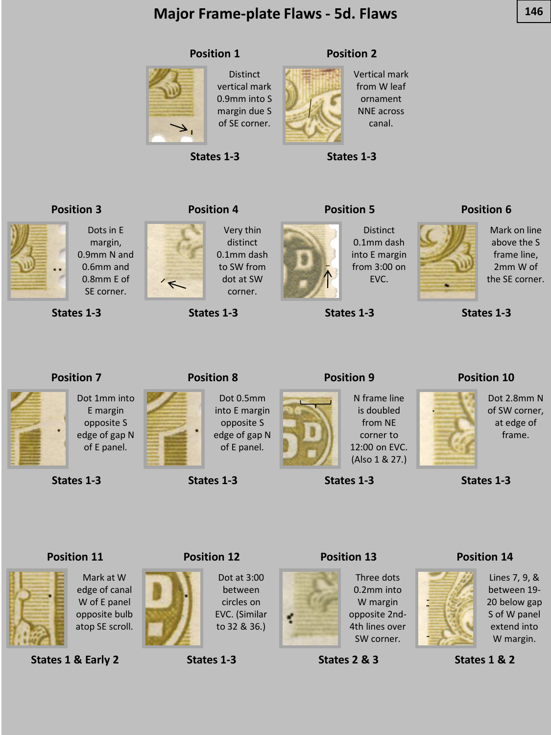# Major Frame-plate Flaws - 5d. Flaws

### Position 1

Distinct vertical mark 0.9mm into S margin due S of SE corner.

**States 1-3**

### Position 2

Vertical mark from W leaf ornament NNE across canal.

**States 1-3**

### Position 3

Dots in E margin, 0.9mm N and 0.6mm and 0.8mm E of SE corner.

**States 1-3**

### Position 4

Very thin distinct 0.1mm dash to SW from dot at SW corner.

**States 1-3**

### Position 5

Distinct 0.1mm dash into E margin from 3:00 on EVC.

**States 1-3**

### Position 6

Mark on line above the S frame line, 2mm W of the SE corner.

**States 1-3**

### Position 7

Dot 1mm into E margin opposite S edge of gap N of E panel.

**States 1-3**

### Position 8

Dot 0.5mm into E margin opposite S edge of gap N of E panel.

**States 1-3**

### Position 9

N frame line is doubled from NE corner to 12:00 on EVC. (Also 1 & 27.)

**States 1-3**

### Position 10

Dot 2.8mm N of SW corner, at edge of frame.

**States 1-3**

### Position 11

Mark at W edge of canal W of E panel opposite bulb atop SE scroll.

**States 1 & Early 2**

### Position 12

Dot at 3:00 between circles on EVC. (Similar to 32 & 36.)

**States 1-3**

### Position 13

Three dots 0.2mm into W margin opposite 2nd-4th lines over SW corner.

**States 2 & 3**

### Position 14

Lines 7, 9, & between 19-20 below gap S of W panel extend into W margin.

**States 1 & 2**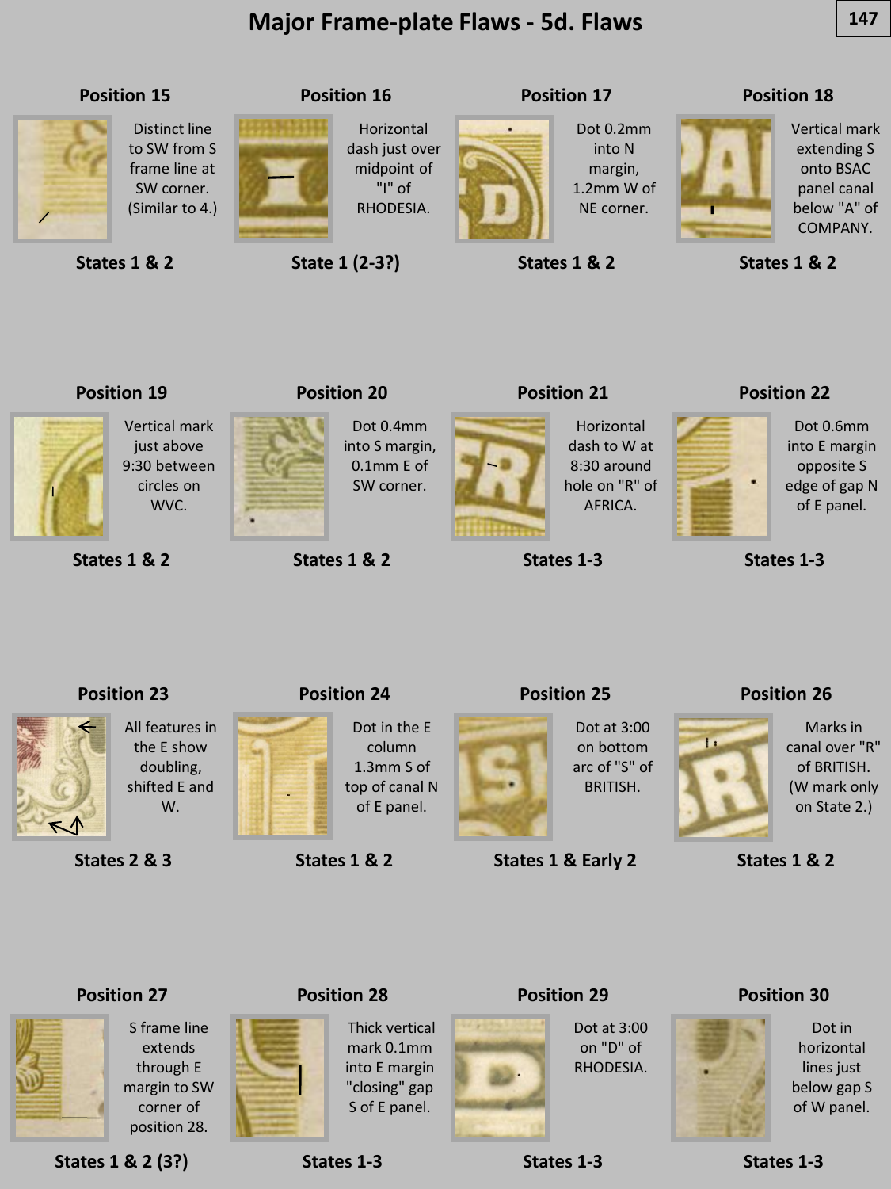# Major Frame-plate Flaws - 5d. Flaws

### Position 15

Distinct line to SW from S frame line at SW corner. (Similar to 4.)

**States 1 & 2**

### Position 16

Horizontal dash just over midpoint of "I" of RHODESIA.

**State 1 (2-3?)**

### Position 17

Dot 0.2mm into N margin, 1.2mm W of NE corner.

**States 1 & 2**

### Position 18

Vertical mark extending S onto BSAC panel canal below "A" of COMPANY.

**States 1 & 2**

### Position 19

Vertical mark just above 9:30 between circles on WVC.

**States 1 & 2**

### Position 20

Dot 0.4mm into S margin, 0.1mm E of SW corner.

**States 1 & 2**

### Position 21

Horizontal dash to W at 8:30 around hole on "R" of AFRICA.

**States 1-3**

### Position 22

Dot 0.6mm into E margin opposite S edge of gap N of E panel.

**States 1-3**

### Position 23

All features in the E show doubling, shifted E and W.

**States 2 & 3**

### Position 24

Dot in the E column 1.3mm S of top of canal N of E panel.

**States 1 & 2**

### Position 25

Dot at 3:00 on bottom arc of "S" of BRITISH.

**States 1 & Early 2**

### Position 26

Marks in canal over "R" of BRITISH. (W mark only on State 2.)

**States 1 & 2**

### Position 27

S frame line extends through E margin to SW corner of position 28.

**States 1 & 2 (3?)**

### Position 28

Thick vertical mark 0.1mm into E margin "closing" gap S of E panel.

**States 1-3**

### Position 29

Dot at 3:00 on "D" of RHODESIA.

**States 1-3**

### Position 30

Dot in horizontal lines just below gap S of W panel.

**States 1-3**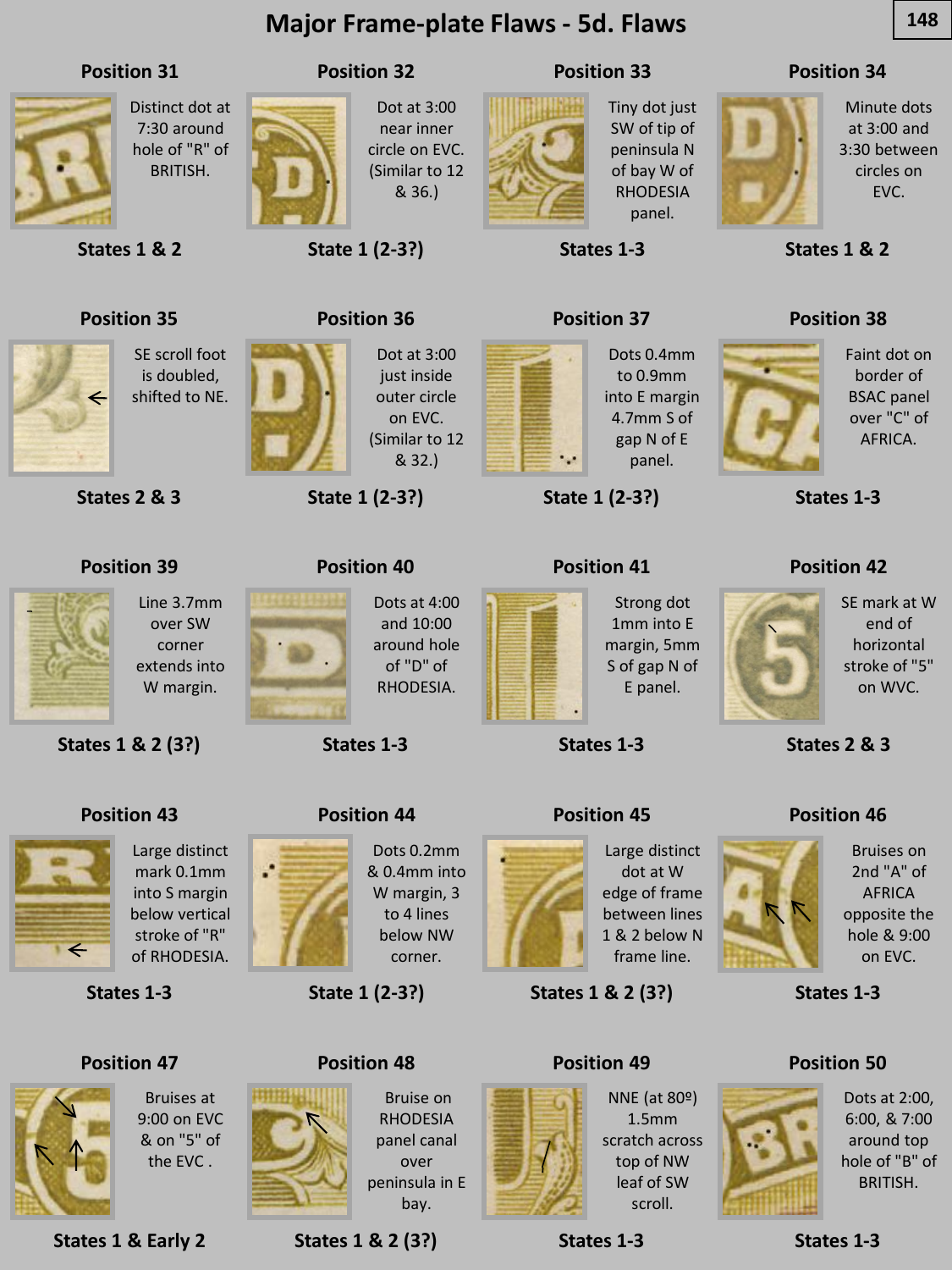# Major Frame-plate Flaws - 5d. Flaws

### Position 31

Distinct dot at 7:30 around hole of "R" of BRITISH.

**States 1 & 2**

### Position 32

Dot at 3:00 near inner circle on EVC. (Similar to 12 & 36.)

**State 1 (2-3?)**

### Position 33

Tiny dot just SW of tip of peninsula N of bay W of RHODESIA panel.

**States 1-3**

### Position 34

Minute dots at 3:00 and 3:30 between circles on EVC.

**States 1 & 2**

### Position 35

SE scroll foot is doubled, shifted to NE.

**States 2 & 3**

### Position 36

Dot at 3:00 just inside outer circle on EVC. (Similar to 12 & 32.)

**State 1 (2-3?)**

### Position 37

Dots 0.4mm to 0.9mm into E margin 4.7mm S of gap N of E panel.

**State 1 (2-3?)**

### Position 38

Faint dot on border of BSAC panel over "C" of AFRICA.

**States 1-3**

### Position 39

Line 3.7mm over SW corner extends into W margin.

**States 1 & 2 (3?)**

### Position 40

Dots at 4:00 and 10:00 around hole of "D" of RHODESIA.

**States 1-3**

### Position 41

Strong dot 1mm into E margin, 5mm S of gap N of E panel.

**States 1-3**

### Position 42

SE mark at W end of horizontal stroke of "5" on WVC.

**States 2 & 3**

### Position 43

Large distinct mark 0.1mm into S margin below vertical stroke of "R" of RHODESIA.

**States 1-3**

### Position 44

Dots 0.2mm & 0.4mm into W margin, 3 to 4 lines below NW corner.

**State 1 (2-3?)**

### Position 45

Large distinct dot at W edge of frame between lines 1 & 2 below N frame line.

**States 1 & 2 (3?)**

### Position 46

Bruises on 2nd "A" of AFRICA opposite the hole & 9:00 on EVC.

**States 1-3**

### Position 47

Bruises at 9:00 on EVC & on "5" of the EVC .

**States 1 & Early 2**

### Position 48

Bruise on RHODESIA panel canal over peninsula in E bay.

**States 1 & 2 (3?)**

### Position 49

NNE (at 80º) 1.5mm scratch across top of NW leaf of SW scroll.

**States 1-3**

### Position 50

Dots at 2:00, 6:00, & 7:00 around top hole of "B" of BRITISH.

**States 1-3**